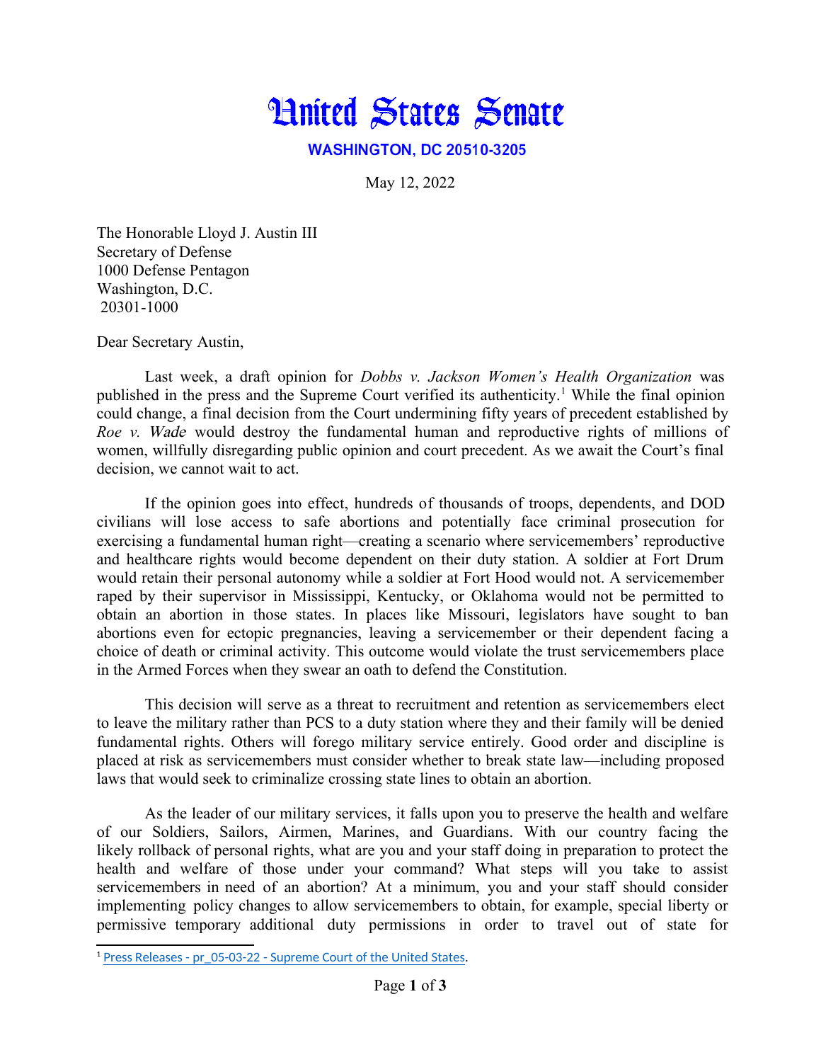# United States Senate

**WASHINGTON, DC 20510-3205**

May 12, 2022

The Honorable Lloyd J. Austin III
Secretary of Defense
1000 Defense Pentagon
Washington, D.C.
20301-1000

Dear Secretary Austin,

Last week, a draft opinion for *Dobbs v. Jackson Women's Health Organization* was published in the press and the Supreme Court verified its authenticity.[1] While the final opinion could change, a final decision from the Court undermining fifty years of precedent established by *Roe v. Wade* would destroy the fundamental human and reproductive rights of millions of women, willfully disregarding public opinion and court precedent. As we await the Court's final decision, we cannot wait to act.

If the opinion goes into effect, hundreds of thousands of troops, dependents, and DOD civilians will lose access to safe abortions and potentially face criminal prosecution for exercising a fundamental human right—creating a scenario where servicemembers' reproductive and healthcare rights would become dependent on their duty station. A soldier at Fort Drum would retain their personal autonomy while a soldier at Fort Hood would not. A servicemember raped by their supervisor in Mississippi, Kentucky, or Oklahoma would not be permitted to obtain an abortion in those states. In places like Missouri, legislators have sought to ban abortions even for ectopic pregnancies, leaving a servicemember or their dependent facing a choice of death or criminal activity. This outcome would violate the trust servicemembers place in the Armed Forces when they swear an oath to defend the Constitution.

This decision will serve as a threat to recruitment and retention as servicemembers elect to leave the military rather than PCS to a duty station where they and their family will be denied fundamental rights. Others will forego military service entirely. Good order and discipline is placed at risk as servicemembers must consider whether to break state law—including proposed laws that would seek to criminalize crossing state lines to obtain an abortion.

As the leader of our military services, it falls upon you to preserve the health and welfare of our Soldiers, Sailors, Airmen, Marines, and Guardians. With our country facing the likely rollback of personal rights, what are you and your staff doing in preparation to protect the health and welfare of those under your command? What steps will you take to assist servicemembers in need of an abortion? At a minimum, you and your staff should consider implementing policy changes to allow servicemembers to obtain, for example, special liberty or permissive temporary additional duty permissions in order to travel out of state for

[1] Press Releases - pr_05-03-22 - Supreme Court of the United States.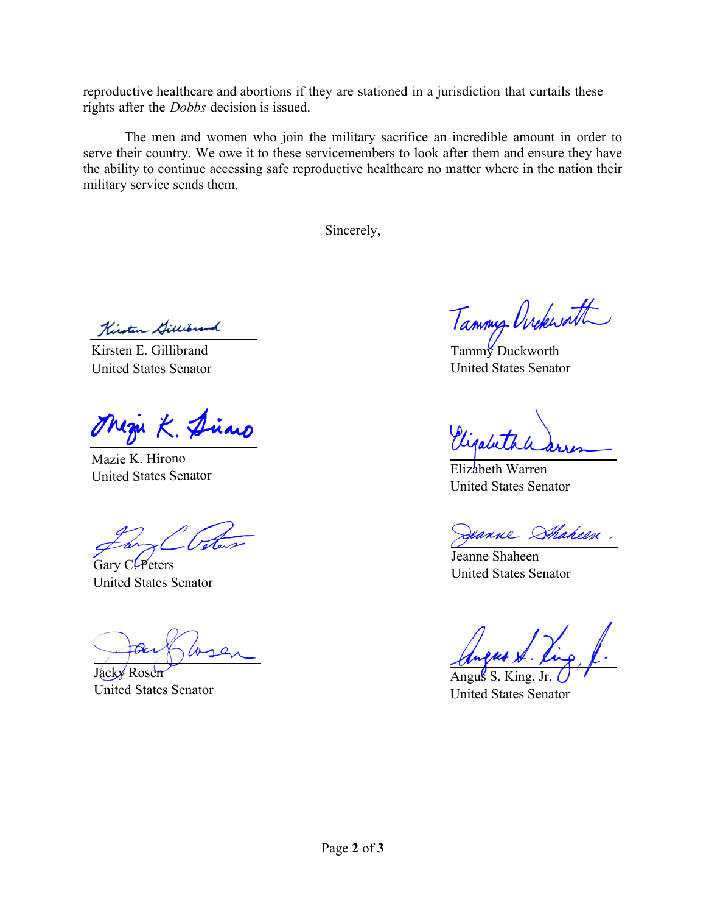reproductive healthcare and abortions if they are stationed in a jurisdiction that curtails these rights after the *Dobbs* decision is issued.

The men and women who join the military sacrifice an incredible amount in order to serve their country. We owe it to these servicemembers to look after them and ensure they have the ability to continue accessing safe reproductive healthcare no matter where in the nation their military service sends them.

Sincerely,

Kirsten E. Gillibrand
United States Senator

Tammy Duckworth
United States Senator

Mazie K. Hirono
United States Senator

Elizabeth Warren
United States Senator

Gary C. Peters
United States Senator

Jeanne Shaheen
United States Senator

Jacky Rosen
United States Senator

Angus S. King, Jr.
United States Senator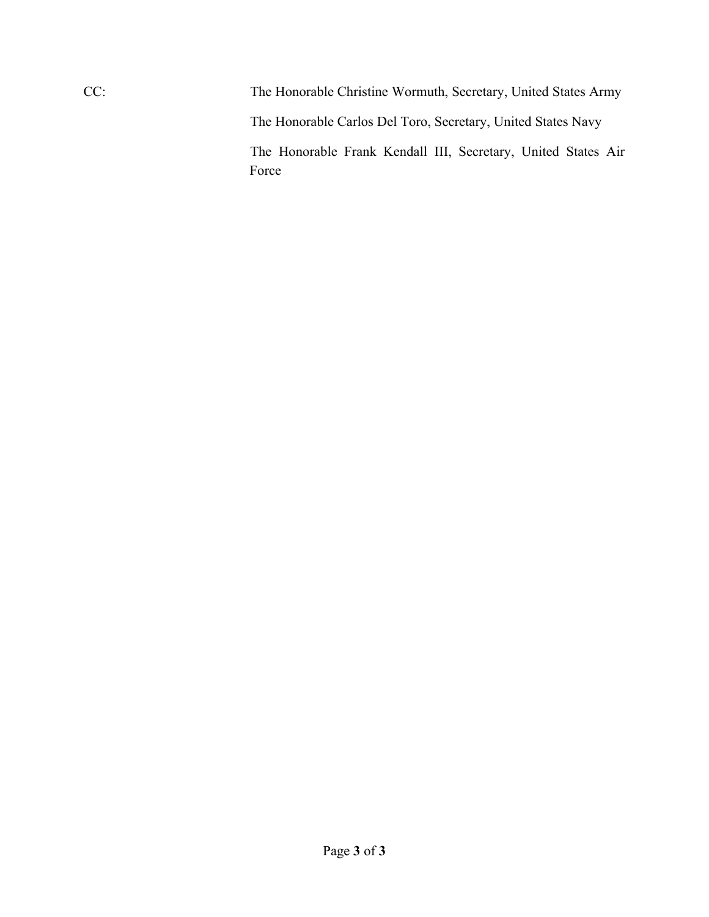CC: The Honorable Christine Wormuth, Secretary, United States Army

The Honorable Carlos Del Toro, Secretary, United States Navy

The Honorable Frank Kendall III, Secretary, United States Air Force